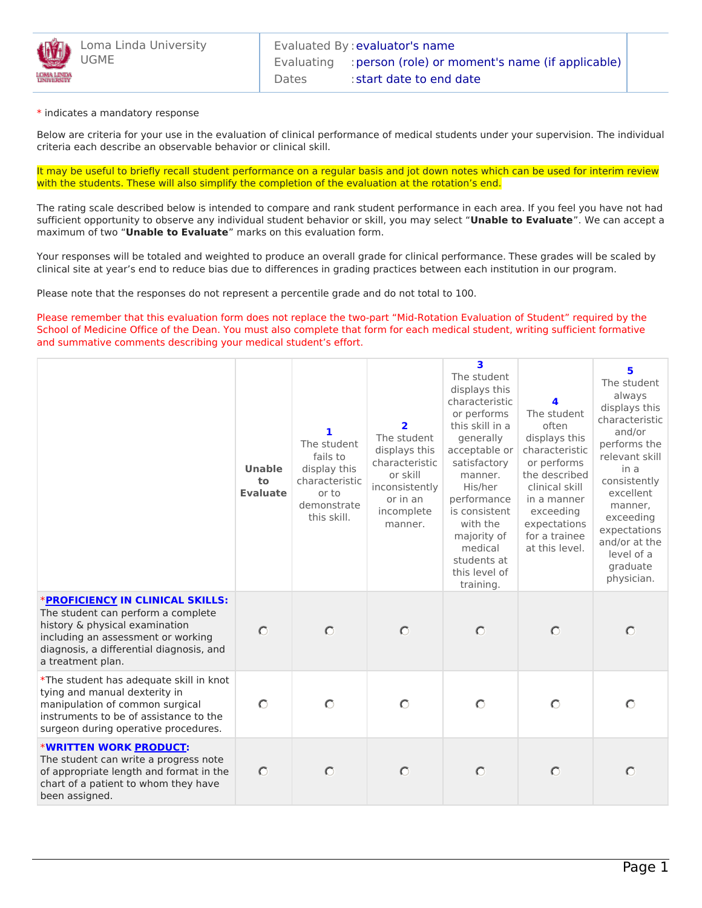Loma Linda University
UGME

| | |
|---|---|
| Evaluated By | : evaluator's name |
| Evaluating | : person (role) or moment's name (if applicable) |
| Dates | : start date to end date |

\* indicates a mandatory response

Below are criteria for your use in the evaluation of clinical performance of medical students under your supervision. The individual criteria each describe an observable behavior or clinical skill.

It may be useful to briefly recall student performance on a regular basis and jot down notes which can be used for interim review with the students. These will also simplify the completion of the evaluation at the rotation's end.

The rating scale described below is intended to compare and rank student performance in each area. If you feel you have not had sufficient opportunity to observe any individual student behavior or skill, you may select "**Unable to Evaluate**". We can accept a maximum of two "**Unable to Evaluate**" marks on this evaluation form.

Your responses will be totaled and weighted to produce an overall grade for clinical performance. These grades will be scaled by clinical site at year's end to reduce bias due to differences in grading practices between each institution in our program.

Please note that the responses do not represent a percentile grade and do not total to 100.

Please remember that this evaluation form does not replace the two-part "Mid-Rotation Evaluation of Student" required by the School of Medicine Office of the Dean. You must also complete that form for each medical student, writing sufficient formative and summative comments describing your medical student's effort.

| | **Unable to Evaluate** | **1** The student fails to display this characteristic or to demonstrate this skill. | **2** The student displays this characteristic or skill inconsistently or in an incomplete manner. | **3** The student displays this characteristic or performs this skill in a generally acceptable or satisfactory manner. His/her performance is consistent with the majority of medical students at this level of training. | **4** The student often displays this characteristic or performs the described clinical skill in a manner exceeding expectations for a trainee at this level. | **5** The student always displays this characteristic and/or performs the relevant skill in a consistently excellent manner, exceeding expectations and/or at the level of a graduate physician. |
|---|---|---|---|---|---|---|
| \***PROFICIENCY IN CLINICAL SKILLS:** The student can perform a complete history & physical examination including an assessment or working diagnosis, a differential diagnosis, and a treatment plan. | ○ | ○ | ○ | ○ | ○ | ○ |
| \*The student has adequate skill in knot tying and manual dexterity in manipulation of common surgical instruments to be of assistance to the surgeon during operative procedures. | ○ | ○ | ○ | ○ | ○ | ○ |
| \***WRITTEN WORK PRODUCT:** The student can write a progress note of appropriate length and format in the chart of a patient to whom they have been assigned. | ○ | ○ | ○ | ○ | ○ | ○ |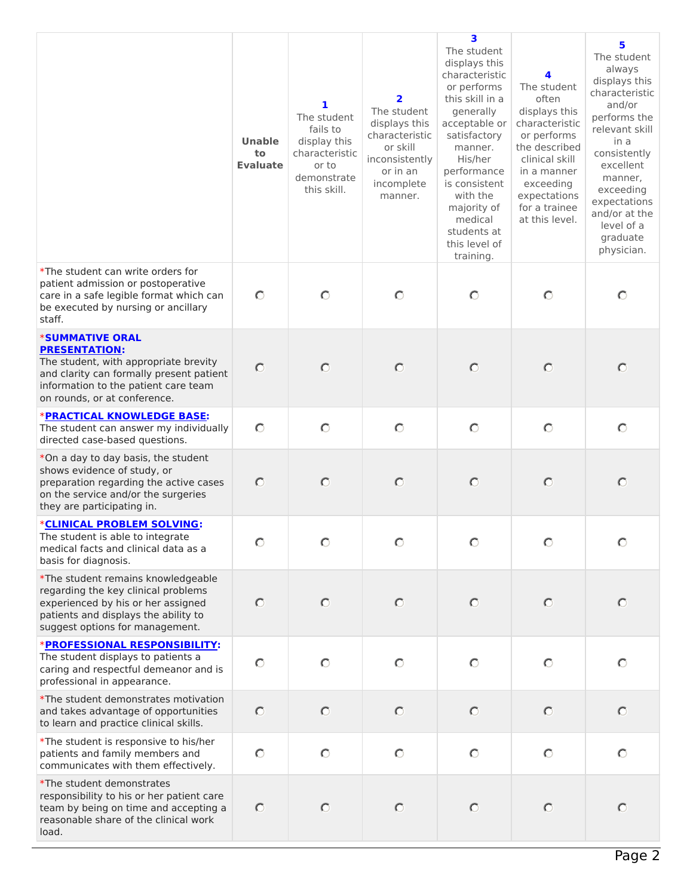| | Unable to Evaluate | **1** The student fails to display this characteristic or to demonstrate this skill. | **2** The student displays this characteristic or skill inconsistently or in an incomplete manner. | **3** The student displays this characteristic or performs this skill in a generally acceptable or satisfactory manner. His/her performance is consistent with the majority of medical students at this level of training. | **4** The student often displays this characteristic or performs the described clinical skill in a manner exceeding expectations for a trainee at this level. | **5** The student always displays this characteristic and/or performs the relevant skill in a consistently excellent manner, exceeding expectations and/or at the level of a graduate physician. |
|---|---|---|---|---|---|---|
| *The student can write orders for patient admission or postoperative care in a safe legible format which can be executed by nursing or ancillary staff. | ○ | ○ | ○ | ○ | ○ | ○ |
| ***SUMMATIVE ORAL PRESENTATION:** The student, with appropriate brevity and clarity can formally present patient information to the patient care team on rounds, or at conference. | ○ | ○ | ○ | ○ | ○ | ○ |
| ***PRACTICAL KNOWLEDGE BASE:** The student can answer my individually directed case-based questions. | ○ | ○ | ○ | ○ | ○ | ○ |
| *On a day to day basis, the student shows evidence of study, or preparation regarding the active cases on the service and/or the surgeries they are participating in. | ○ | ○ | ○ | ○ | ○ | ○ |
| ***CLINICAL PROBLEM SOLVING:** The student is able to integrate medical facts and clinical data as a basis for diagnosis. | ○ | ○ | ○ | ○ | ○ | ○ |
| *The student remains knowledgeable regarding the key clinical problems experienced by his or her assigned patients and displays the ability to suggest options for management. | ○ | ○ | ○ | ○ | ○ | ○ |
| ***PROFESSIONAL RESPONSIBILITY:** The student displays to patients a caring and respectful demeanor and is professional in appearance. | ○ | ○ | ○ | ○ | ○ | ○ |
| *The student demonstrates motivation and takes advantage of opportunities to learn and practice clinical skills. | ○ | ○ | ○ | ○ | ○ | ○ |
| *The student is responsive to his/her patients and family members and communicates with them effectively. | ○ | ○ | ○ | ○ | ○ | ○ |
| *The student demonstrates responsibility to his or her patient care team by being on time and accepting a reasonable share of the clinical work load. | ○ | ○ | ○ | ○ | ○ | ○ |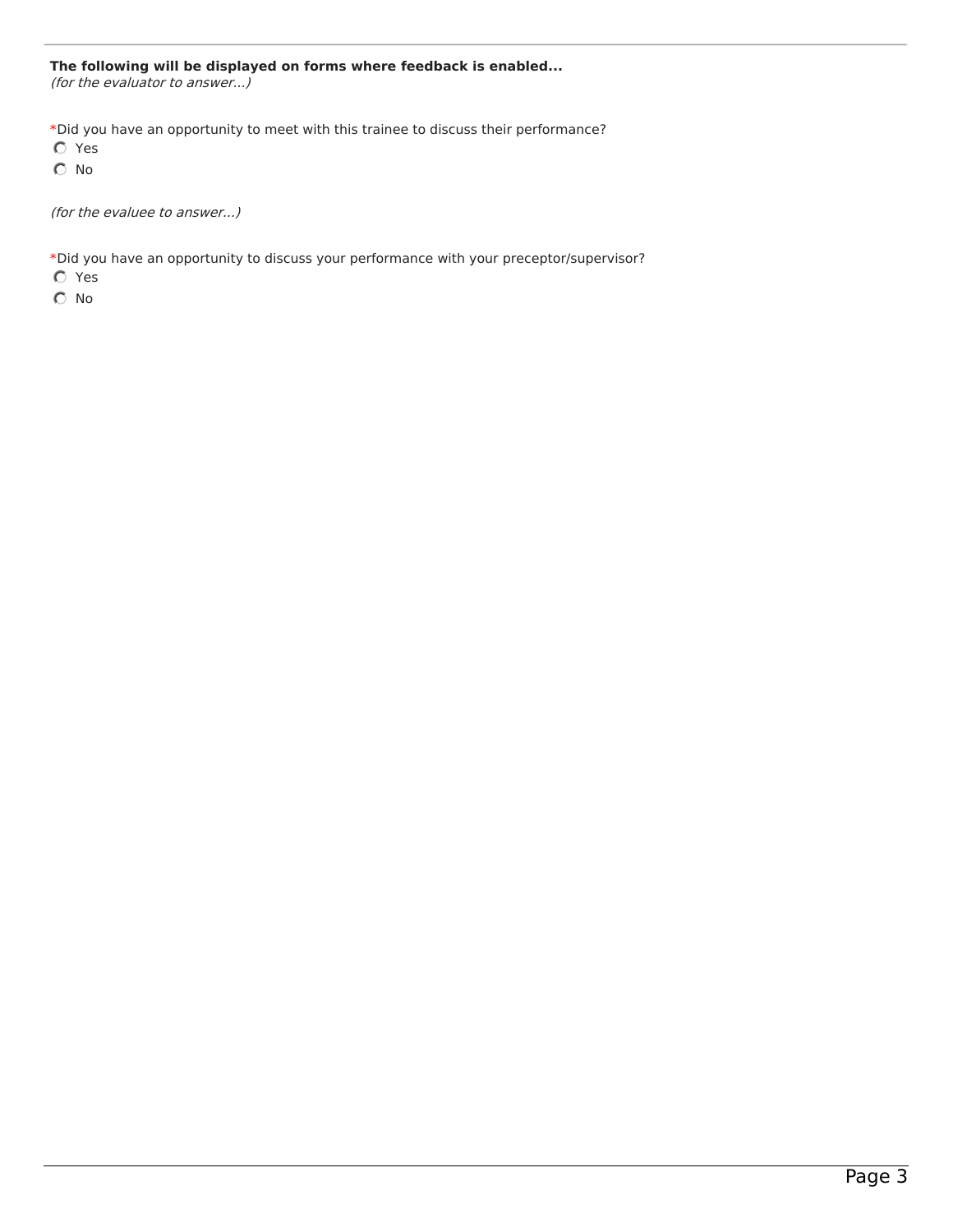**The following will be displayed on forms where feedback is enabled...**
*(for the evaluator to answer...)*

*Did you have an opportunity to meet with this trainee to discuss their performance?

- Yes
- No

*(for the evaluee to answer...)*

*Did you have an opportunity to discuss your performance with your preceptor/supervisor?

- Yes
- No